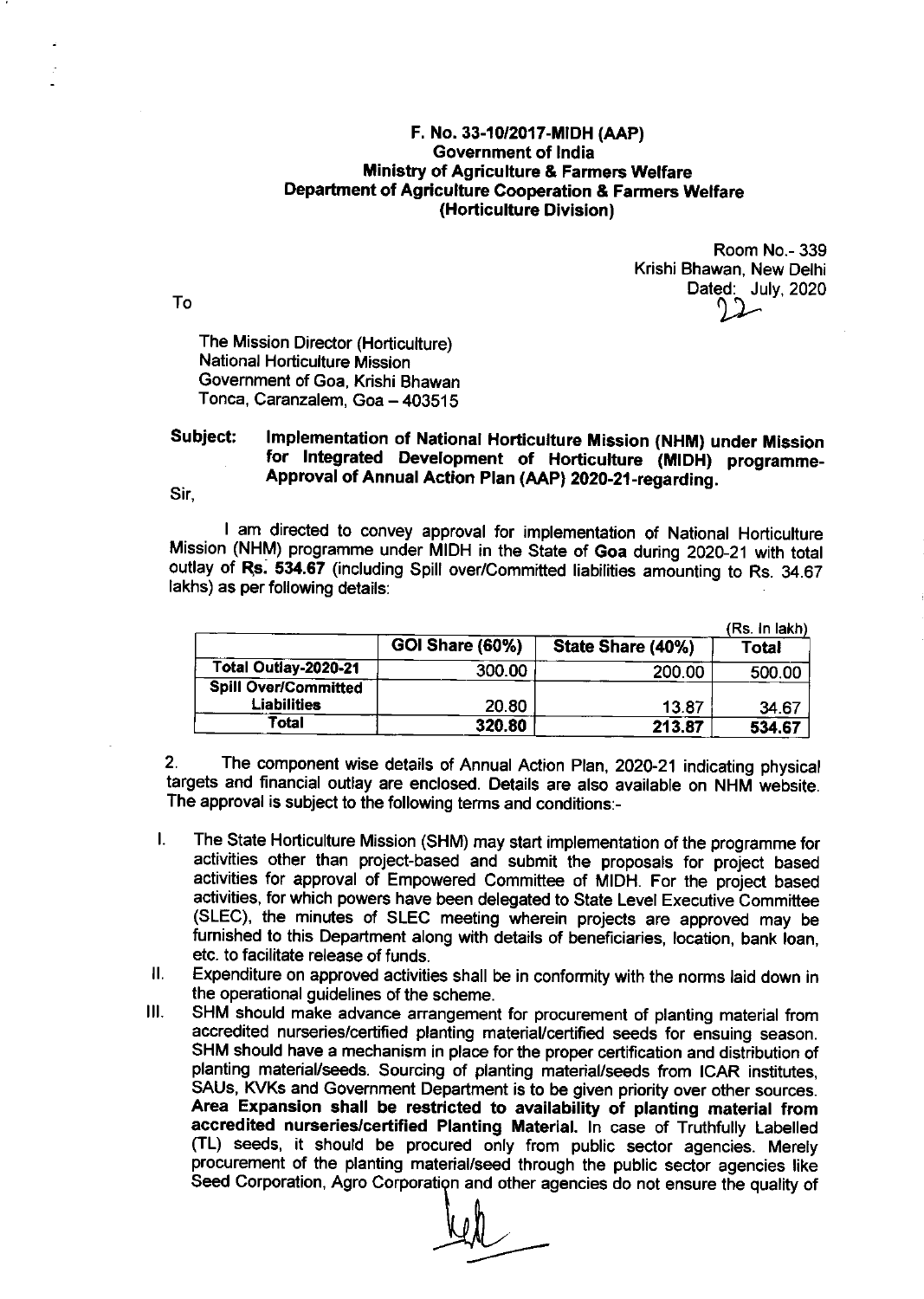**F. No. 33-10/2017-MIDH (AAP)**
**Government of India**
**Ministry of Agriculture & Farmers Welfare**
**Department of Agriculture Cooperation & Farmers Welfare**
**(Horticulture Division)**

Room No.- 339
Krishi Bhawan, New Delhi
Dated: 22 July, 2020

To

The Mission Director (Horticulture)
National Horticulture Mission
Government of Goa, Krishi Bhawan
Tonca, Caranzalem, Goa – 403515

**Subject: Implementation of National Horticulture Mission (NHM) under Mission for Integrated Development of Horticulture (MIDH) programme- Approval of Annual Action Plan (AAP) 2020-21-regarding.**

Sir,

I am directed to convey approval for implementation of National Horticulture Mission (NHM) programme under MIDH in the State of **Goa** during 2020-21 with total outlay of **Rs. 534.67** (including Spill over/Committed liabilities amounting to Rs. 34.67 lakhs) as per following details:

(Rs. In lakh)

| | GOI Share (60%) | State Share (40%) | Total |
|---|---|---|---|
| **Total Outlay-2020-21** | 300.00 | 200.00 | 500.00 |
| **Spill Over/Committed Liabilities** | 20.80 | 13.87 | 34.67 |
| **Total** | **320.80** | **213.87** | **534.67** |

2. The component wise details of Annual Action Plan, 2020-21 indicating physical targets and financial outlay are enclosed. Details are also available on NHM website. The approval is subject to the following terms and conditions:-

I. The State Horticulture Mission (SHM) may start implementation of the programme for activities other than project-based and submit the proposals for project based activities for approval of Empowered Committee of MIDH. For the project based activities, for which powers have been delegated to State Level Executive Committee (SLEC), the minutes of SLEC meeting wherein projects are approved may be furnished to this Department along with details of beneficiaries, location, bank loan, etc. to facilitate release of funds.

II. Expenditure on approved activities shall be in conformity with the norms laid down in the operational guidelines of the scheme.

III. SHM should make advance arrangement for procurement of planting material from accredited nurseries/certified planting material/certified seeds for ensuing season. SHM should have a mechanism in place for the proper certification and distribution of planting material/seeds. Sourcing of planting material/seeds from ICAR institutes, SAUs, KVKs and Government Department is to be given priority over other sources. **Area Expansion shall be restricted to availability of planting material from accredited nurseries/certified Planting Material.** In case of Truthfully Labelled (TL) seeds, it should be procured only from public sector agencies. Merely procurement of the planting material/seed through the public sector agencies like Seed Corporation, Agro Corporation and other agencies do not ensure the quality of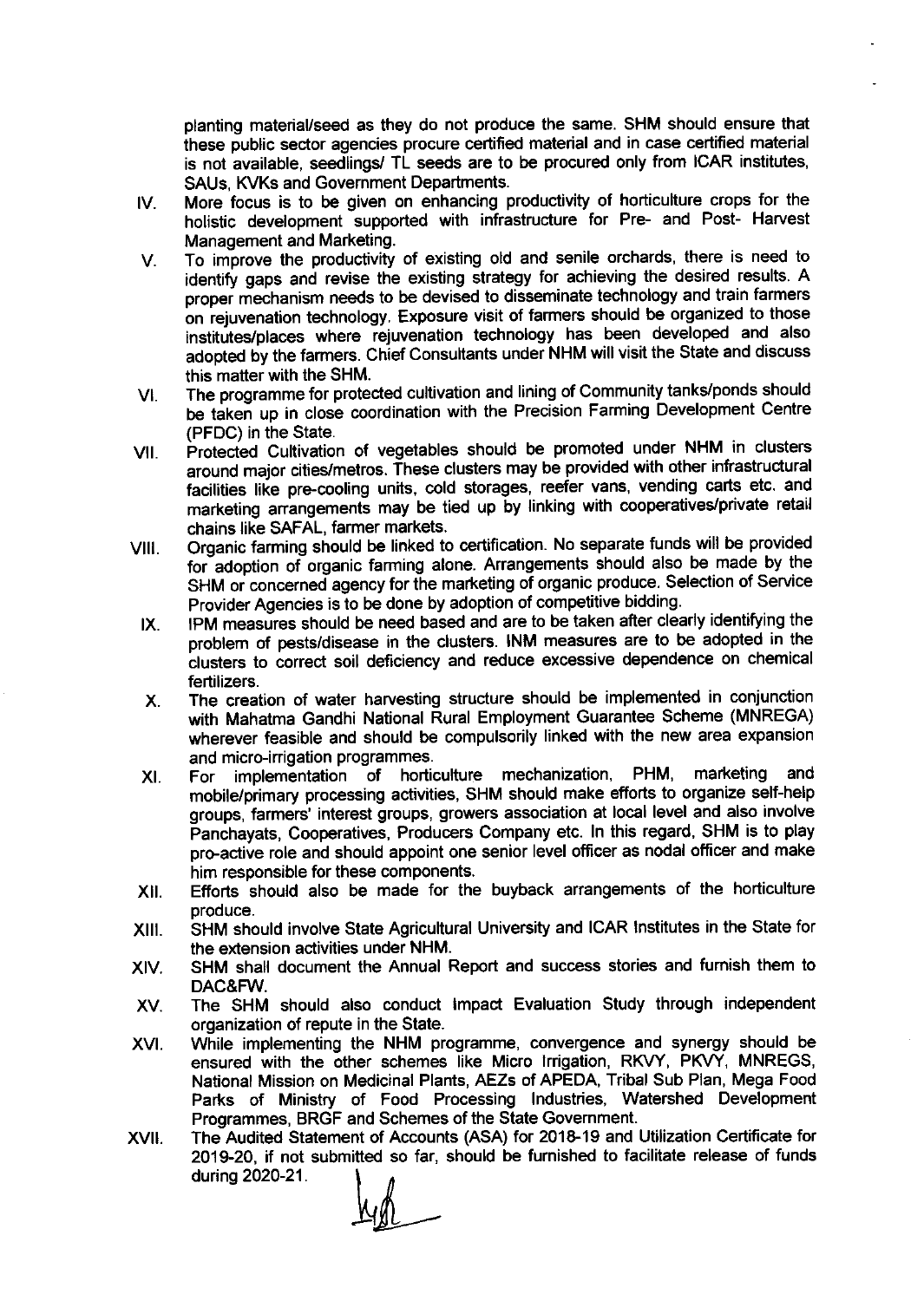planting material/seed as they do not produce the same. SHM should ensure that these public sector agencies procure certified material and in case certified material is not available, seedlings/ TL seeds are to be procured only from ICAR institutes, SAUs, KVKs and Government Departments.

IV. More focus is to be given on enhancing productivity of horticulture crops for the holistic development supported with infrastructure for Pre- and Post- Harvest Management and Marketing.

V. To improve the productivity of existing old and senile orchards, there is need to identify gaps and revise the existing strategy for achieving the desired results. A proper mechanism needs to be devised to disseminate technology and train farmers on rejuvenation technology. Exposure visit of farmers should be organized to those institutes/places where rejuvenation technology has been developed and also adopted by the farmers. Chief Consultants under NHM will visit the State and discuss this matter with the SHM.

VI. The programme for protected cultivation and lining of Community tanks/ponds should be taken up in close coordination with the Precision Farming Development Centre (PFDC) in the State.

VII. Protected Cultivation of vegetables should be promoted under NHM in clusters around major cities/metros. These clusters may be provided with other infrastructural facilities like pre-cooling units, cold storages, reefer vans, vending carts etc. and marketing arrangements may be tied up by linking with cooperatives/private retail chains like SAFAL, farmer markets.

VIII. Organic farming should be linked to certification. No separate funds will be provided for adoption of organic farming alone. Arrangements should also be made by the SHM or concerned agency for the marketing of organic produce. Selection of Service Provider Agencies is to be done by adoption of competitive bidding.

IX. IPM measures should be need based and are to be taken after clearly identifying the problem of pests/disease in the clusters. INM measures are to be adopted in the clusters to correct soil deficiency and reduce excessive dependence on chemical fertilizers.

X. The creation of water harvesting structure should be implemented in conjunction with Mahatma Gandhi National Rural Employment Guarantee Scheme (MNREGA) wherever feasible and should be compulsorily linked with the new area expansion and micro-irrigation programmes.

XI. For implementation of horticulture mechanization, PHM, marketing and mobile/primary processing activities, SHM should make efforts to organize self-help groups, farmers' interest groups, growers association at local level and also involve Panchayats, Cooperatives, Producers Company etc. In this regard, SHM is to play pro-active role and should appoint one senior level officer as nodal officer and make him responsible for these components.

XII. Efforts should also be made for the buyback arrangements of the horticulture produce.

XIII. SHM should involve State Agricultural University and ICAR Institutes in the State for the extension activities under NHM.

XIV. SHM shall document the Annual Report and success stories and furnish them to DAC&FW.

XV. The SHM should also conduct Impact Evaluation Study through independent organization of repute in the State.

XVI. While implementing the NHM programme, convergence and synergy should be ensured with the other schemes like Micro Irrigation, RKVY, PKVY, MNREGS, National Mission on Medicinal Plants, AEZs of APEDA, Tribal Sub Plan, Mega Food Parks of Ministry of Food Processing Industries, Watershed Development Programmes, BRGF and Schemes of the State Government.

XVII. The Audited Statement of Accounts (ASA) for 2018-19 and Utilization Certificate for 2019-20, if not submitted so far, should be furnished to facilitate release of funds during 2020-21.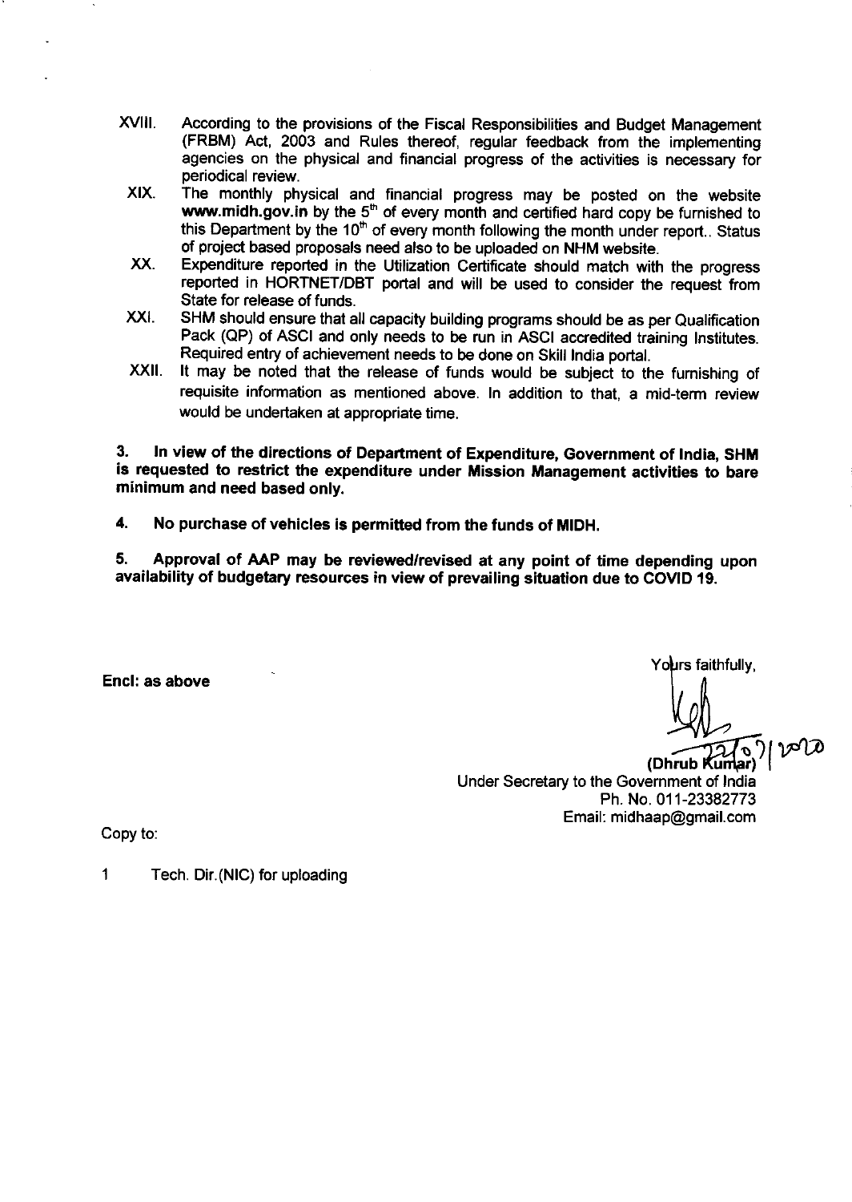XVIII. According to the provisions of the Fiscal Responsibilities and Budget Management (FRBM) Act, 2003 and Rules thereof, regular feedback from the implementing agencies on the physical and financial progress of the activities is necessary for periodical review.

XIX. The monthly physical and financial progress may be posted on the website **www.midh.gov.in** by the 5th of every month and certified hard copy be furnished to this Department by the 10th of every month following the month under report.. Status of project based proposals need also to be uploaded on NHM website.

XX. Expenditure reported in the Utilization Certificate should match with the progress reported in HORTNET/DBT portal and will be used to consider the request from State for release of funds.

XXI. SHM should ensure that all capacity building programs should be as per Qualification Pack (QP) of ASCI and only needs to be run in ASCI accredited training Institutes. Required entry of achievement needs to be done on Skill India portal.

XXII. It may be noted that the release of funds would be subject to the furnishing of requisite information as mentioned above. In addition to that, a mid-term review would be undertaken at appropriate time.

**3. In view of the directions of Department of Expenditure, Government of India, SHM is requested to restrict the expenditure under Mission Management activities to bare minimum and need based only.**

**4. No purchase of vehicles is permitted from the funds of MIDH.**

**5. Approval of AAP may be reviewed/revised at any point of time depending upon availability of budgetary resources in view of prevailing situation due to COVID 19.**

**Encl: as above**

Yours faithfully,

22/07/2020

**(Dhrub Kumar)**
Under Secretary to the Government of India
Ph. No. 011-23382773
Email: midhaap@gmail.com

Copy to:

1 Tech. Dir.(NIC) for uploading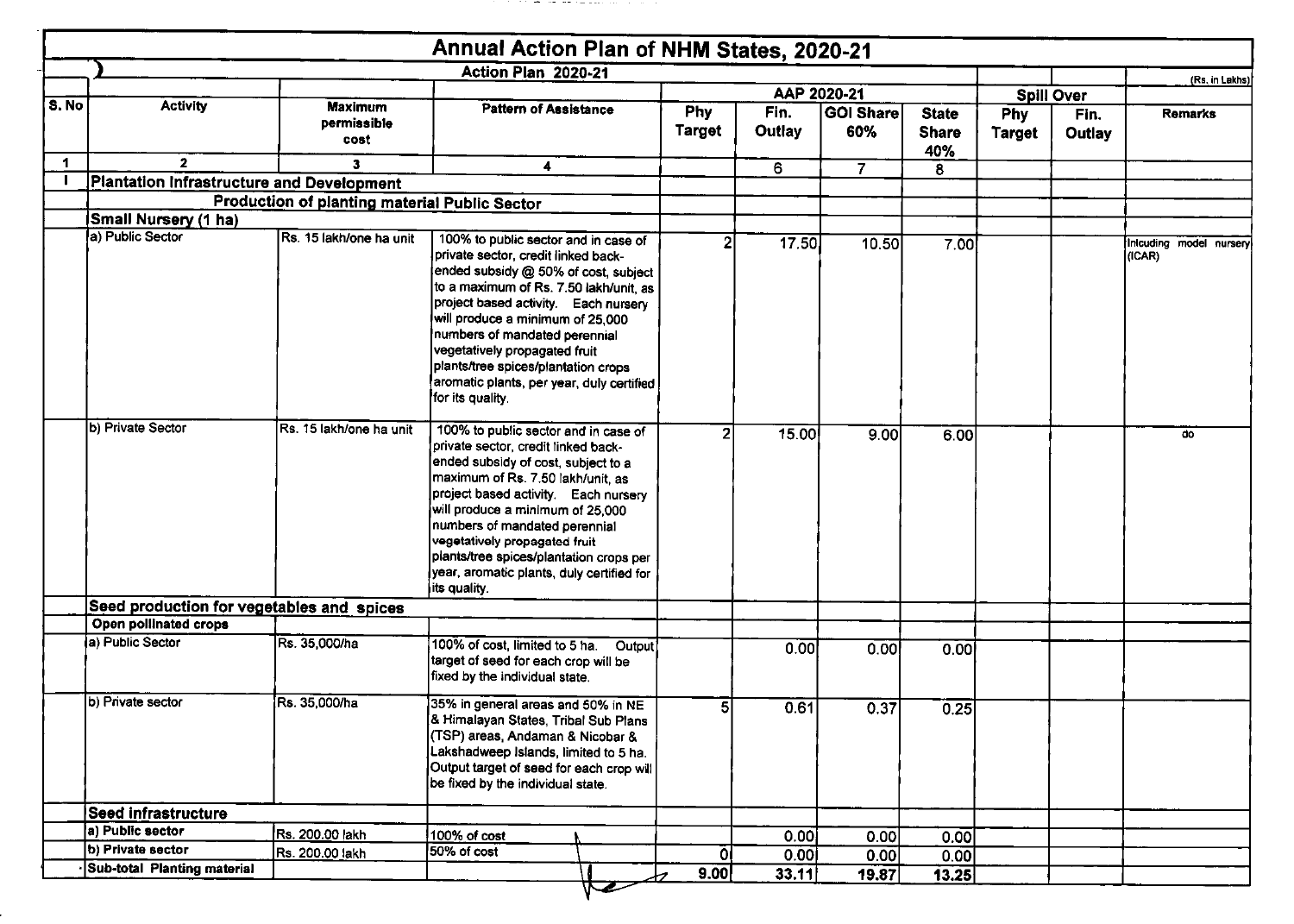# Annual Action Plan of NHM States, 2020-21

(Rs. in Lakhs)

| S. No | Activity | Maximum permissible cost | Pattern of Assistance | AAP 2020-21 | | | | Spill Over | | Remarks |
|---|---|---|---|---|---|---|---|---|---|---|
| | | | Action Plan 2020-21 | Phy Target | Fin. Outlay | GOI Share 60% | State Share 40% | Phy Target | Fin. Outlay | |
| 1 | 2 | 3 | 4 | | 6 | 7 | 8 | | | |
| I | **Plantation Infrastructure and Development** | | | | | | | | | |
| | **Production of planting material Public Sector** | | | | | | | | | |
| | **Small Nursery (1 ha)** | | | | | | | | | |
| | a) Public Sector | Rs. 15 lakh/one ha unit | 100% to public sector and in case of private sector, credit linked back-ended subsidy @ 50% of cost, subject to a maximum of Rs. 7.50 lakh/unit, as project based activity. Each nursery will produce a minimum of 25,000 numbers of mandated perennial vegetatively propagated fruit plants/tree spices/plantation crops aromatic plants, per year, duly certified for its quality. | 2 | 17.50 | 10.50 | 7.00 | | | Inlcuding model nursery (ICAR) |
| | b) Private Sector | Rs. 15 lakh/one ha unit | 100% to public sector and in case of private sector, credit linked back-ended subsidy of cost, subject to a maximum of Rs. 7.50 lakh/unit, as project based activity. Each nursery will produce a minimum of 25,000 numbers of mandated perennial vegetatively propagated fruit plants/tree spices/plantation crops per year, aromatic plants, duly certified for its quality. | 2 | 15.00 | 9.00 | 6.00 | | | do |
| | **Seed production for vegetables and spices** | | | | | | | | | |
| | **Open pollinated crops** | | | | | | | | | |
| | a) Public Sector | Rs. 35,000/ha | 100% of cost, limited to 5 ha. Output target of seed for each crop will be fixed by the individual state. | | 0.00 | 0.00 | 0.00 | | | |
| | b) Private sector | Rs. 35,000/ha | 35% in general areas and 50% in NE & Himalayan States, Tribal Sub Plans (TSP) areas, Andaman & Nicobar & Lakshadweep Islands, limited to 5 ha. Output target of seed for each crop will be fixed by the individual state. | 5 | 0.61 | 0.37 | 0.25 | | | |
| | **Seed infrastructure** | | | | | | | | | |
| | a) Public sector | Rs. 200.00 lakh | 100% of cost | | 0.00 | 0.00 | 0.00 | | | |
| | b) Private sector | Rs. 200.00 lakh | 50% of cost | 0 | 0.00 | 0.00 | 0.00 | | | |
| | Sub-total Planting material | | | 9.00 | 33.11 | 19.87 | 13.25 | | | |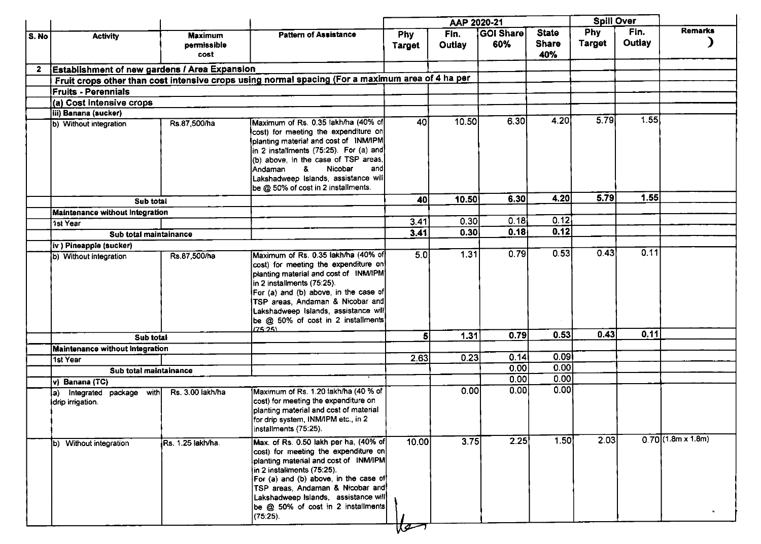| S. No | Activity | Maximum permissible cost | Pattern of Assistance | AAP 2020-21 | | | | Spill Over | | Remarks |
|---|---|---|---|---|---|---|---|---|---|---|
| | | | | Phy Target | Fin. Outlay | GOI Share 60% | State Share 40% | Phy Target | Fin. Outlay | ) |
| 2 | Establishment of new gardens / Area Expansion | | | | | | | | | |
| | Fruit crops other than cost intensive crops using normal spacing (For a maximum area of 4 ha per | | | | | | | | | |
| | Fruits - Perennials | | | | | | | | | |
| | (a) Cost intensive crops | | | | | | | | | |
| | iii) Banana (sucker) | | | | | | | | | |
| | b) Without integration | Rs.87,500/ha | Maximum of Rs. 0.35 lakh/ha (40% of cost) for meeting the expenditure on planting material and cost of INM/IPM in 2 installments (75:25). For (a) and (b) above, in the case of TSP areas, Andaman & Nicobar and Lakshadweep Islands, assistance will be @ 50% of cost in 2 installments. | 40 | 10.50 | 6.30 | 4.20 | 5.79 | 1.55 | |
| | **Sub total** | | | **40** | **10.50** | **6.30** | **4.20** | **5.79** | **1.55** | |
| | Maintenance without Integration | | | | | | | | | |
| | 1st Year | | | 3.41 | 0.30 | 0.18 | 0.12 | | | |
| | **Sub total maintainance** | | | **3.41** | **0.30** | **0.18** | **0.12** | | | |
| | iv ) Pineapple (sucker) | | | | | | | | | |
| | b) Without integration | Rs.87,500/ha | Maximum of Rs. 0.35 lakh/ha (40% of cost) for meeting the expenditure on planting material and cost of INM/IPM in 2 installments (75:25). For (a) and (b) above, in the case of TSP areas, Andaman & Nicobar and Lakshadweep Islands, assistance will be @ 50% of cost in 2 installments (75:25) | 5.0 | 1.31 | 0.79 | 0.53 | 0.43 | 0.11 | |
| | **Sub total** | | | **5** | **1.31** | **0.79** | **0.53** | **0.43** | **0.11** | |
| | Maintenance without Integration | | | | | | | | | |
| | 1st Year | | | 2.63 | 0.23 | 0.14 | 0.09 | | | |
| | **Sub total maintainance** | | | | | 0.00 | 0.00 | | | |
| | v) Banana (TC) | | | | | 0.00 | 0.00 | | | |
| | a) Integrated package with drip irrigation. | Rs. 3.00 lakh/ha | Maximum of Rs. 1.20 lakh/ha (40 % of cost) for meeting the expenditure on planting material and cost of material for drip system, INM/IPM etc., in 2 installments (75:25). | | 0.00 | 0.00 | 0.00 | | | |
| | b) Without integration | Rs. 1.25 lakh/ha. | Max. of Rs. 0.50 lakh per ha, (40% of cost) for meeting the expenditure on planting material and cost of INM/IPM in 2 installments (75:25). For (a) and (b) above, in the case of TSP areas, Andaman & Nicobar and Lakshadweep Islands, assistance will be @ 50% of cost in 2 installments (75:25). | 10.00 | 3.75 | 2.25 | 1.50 | 2.03 | 0.70 | (1.8m x 1.8m) |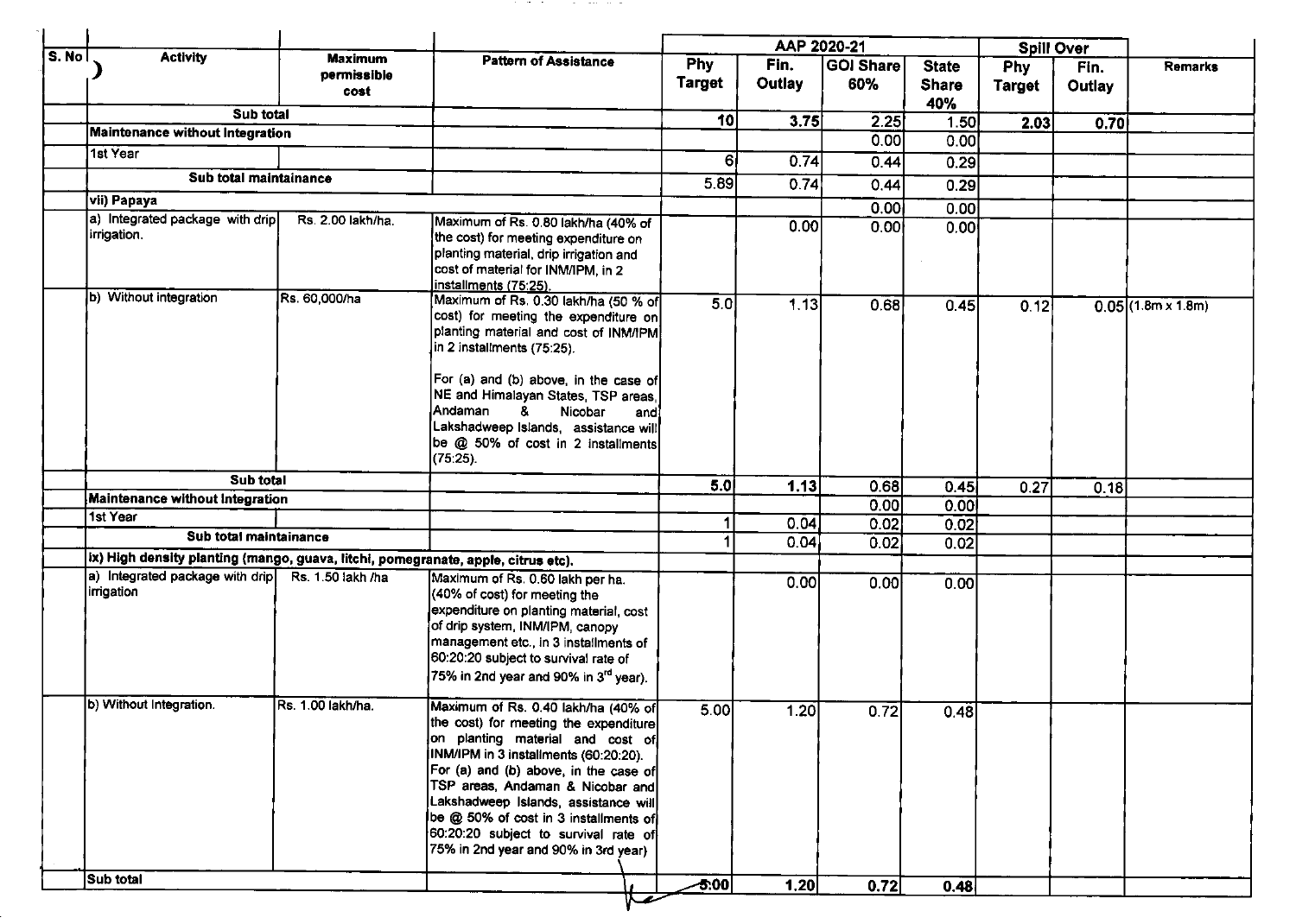| S. No | Activity | Maximum permissible cost | Pattern of Assistance | AAP 2020-21 | | | | Spill Over | | Remarks |
|---|---|---|---|---|---|---|---|---|---|---|
| | | | | Phy Target | Fin. Outlay | GOI Share 60% | State Share 40% | Phy Target | Fin. Outlay | |
| | Sub total | | | 10 | 3.75 | 2.25 | 1.50 | 2.03 | 0.70 | |
| | Maintenance without Integration | | | | | 0.00 | 0.00 | | | |
| | 1st Year | | | 6 | 0.74 | 0.44 | 0.29 | | | |
| | Sub total maintainance | | | 5.89 | 0.74 | 0.44 | 0.29 | | | |
| | vii) Papaya | | | | | 0.00 | 0.00 | | | |
| | a) Integrated package with drip irrigation. | Rs. 2.00 lakh/ha. | Maximum of Rs. 0.80 lakh/ha (40% of the cost) for meeting expenditure on planting material, drip irrigation and cost of material for INM/IPM, in 2 installments (75:25). | | 0.00 | 0.00 | 0.00 | | | |
| | b) Without integration | Rs. 60,000/ha | Maximum of Rs. 0.30 lakh/ha (50 % of cost) for meeting the expenditure on planting material and cost of INM/IPM in 2 installments (75:25). For (a) and (b) above, in the case of NE and Himalayan States, TSP areas, Andaman & Nicobar and Lakshadweep Islands, assistance will be @ 50% of cost in 2 installments (75:25). | 5.0 | 1.13 | 0.68 | 0.45 | 0.12 | 0.05 | (1.8m x 1.8m) |
| | Sub total | | | 5.0 | 1.13 | 0.68 | 0.45 | 0.27 | 0.18 | |
| | Maintenance without Integration | | | | | 0.00 | 0.00 | | | |
| | 1st Year | | | 1 | 0.04 | 0.02 | 0.02 | | | |
| | Sub total maintainance | | | 1 | 0.04 | 0.02 | 0.02 | | | |
| | ix) High density planting (mango, guava, litchi, pomegranate, apple, citrus etc). | | | | | | | | | |
| | a) Integrated package with drip irrigation | Rs. 1.50 lakh /ha | Maximum of Rs. 0.60 lakh per ha. (40% of cost) for meeting the expenditure on planting material, cost of drip system, INM/IPM, canopy management etc., in 3 installments of 60:20:20 subject to survival rate of 75% in 2nd year and 90% in 3rd year). | | 0.00 | 0.00 | 0.00 | | | |
| | b) Without Integration. | Rs. 1.00 lakh/ha. | Maximum of Rs. 0.40 lakh/ha (40% of the cost) for meeting the expenditure on planting material and cost of INM/IPM in 3 installments (60:20:20). For (a) and (b) above, in the case of TSP areas, Andaman & Nicobar and Lakshadweep Islands, assistance will be @ 50% of cost in 3 installments of 60:20:20 subject to survival rate of 75% in 2nd year and 90% in 3rd year) | 5.00 | 1.20 | 0.72 | 0.48 | | | |
| | Sub total | | | 5.00 | 1.20 | 0.72 | 0.48 | | | |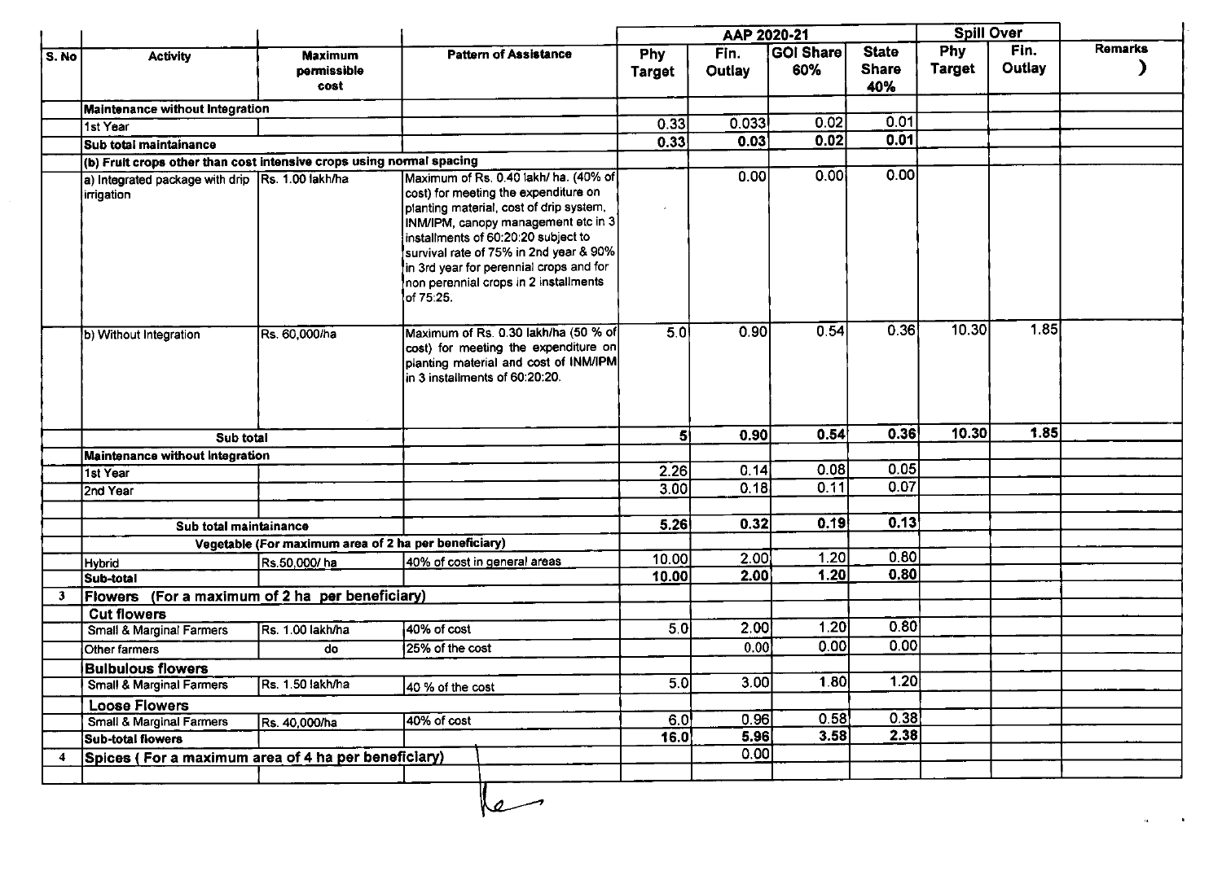| S. No | Activity | Maximum permissible cost | Pattern of Assistance | AAP 2020-21 | | | | Spill Over | | Remarks |
|---|---|---|---|---|---|---|---|---|---|---|
| | | | | Phy Target | Fin. Outlay | GOI Share 60% | State Share 40% | Phy Target | Fin. Outlay | ) |
| | **Maintenance without Integration** | | | | | | | | | |
| | 1st Year | | | 0.33 | 0.033 | 0.02 | 0.01 | | | |
| | **Sub total maintainance** | | | 0.33 | 0.03 | 0.02 | 0.01 | | | |
| | **(b) Fruit crops other than cost intensive crops using normal spacing** | | | | | | | | | |
| | a) Integrated package with drip irrigation | Rs. 1.00 lakh/ha | Maximum of Rs. 0.40 lakh/ ha. (40% of cost) for meeting the expenditure on planting material, cost of drip system, INM/IPM, canopy management etc in 3 installments of 60:20:20 subject to survival rate of 75% in 2nd year & 90% in 3rd year for perennial crops and for non perennial crops in 2 installments of 75:25. | | 0.00 | 0.00 | 0.00 | | | |
| | b) Without Integration | Rs. 60,000/ha | Maximum of Rs. 0.30 lakh/ha (50 % of cost) for meeting the expenditure on planting material and cost of INM/IPM in 3 installments of 60:20:20. | 5.0 | 0.90 | 0.54 | 0.36 | 10.30 | 1.85 | |
| | **Sub total** | | | 5 | 0.90 | 0.54 | 0.36 | 10.30 | 1.85 | |
| | **Maintenance without Integration** | | | | | | | | | |
| | 1st Year | | | 2.26 | 0.14 | 0.08 | 0.05 | | | |
| | 2nd Year | | | 3.00 | 0.18 | 0.11 | 0.07 | | | |
| | | | | | | | | | | |
| | **Sub total maintainance** | | | 5.26 | 0.32 | 0.19 | 0.13 | | | |
| | **Vegetable (For maximum area of 2 ha per beneficiary)** | | | | | | | | | |
| | Hybrid | Rs.50,000/ ha | 40% of cost in general areas | 10.00 | 2.00 | 1.20 | 0.80 | | | |
| | **Sub-total** | | | 10.00 | 2.00 | 1.20 | 0.80 | | | |
| 3 | **Flowers (For a maximum of 2 ha per beneficiary)** | | | | | | | | | |
| | **Cut flowers** | | | | | | | | | |
| | Small & Marginal Farmers | Rs. 1.00 lakh/ha | 40% of cost | 5.0 | 2.00 | 1.20 | 0.80 | | | |
| | Other farmers | do | 25% of the cost | | 0.00 | 0.00 | 0.00 | | | |
| | **Bulbulous flowers** | | | | | | | | | |
| | Small & Marginal Farmers | Rs. 1.50 lakh/ha | 40 % of the cost | 5.0 | 3.00 | 1.80 | 1.20 | | | |
| | **Loose Flowers** | | | | | | | | | |
| | Small & Marginal Farmers | Rs. 40,000/ha | 40% of cost | 6.0 | 0.96 | 0.58 | 0.38 | | | |
| | **Sub-total flowers** | | | 16.0 | 5.96 | 3.58 | 2.38 | | | |
| 4 | **Spices ( For a maximum area of 4 ha per beneficiary)** | | | | 0.00 | | | | | |
| | | | | | | | | | | |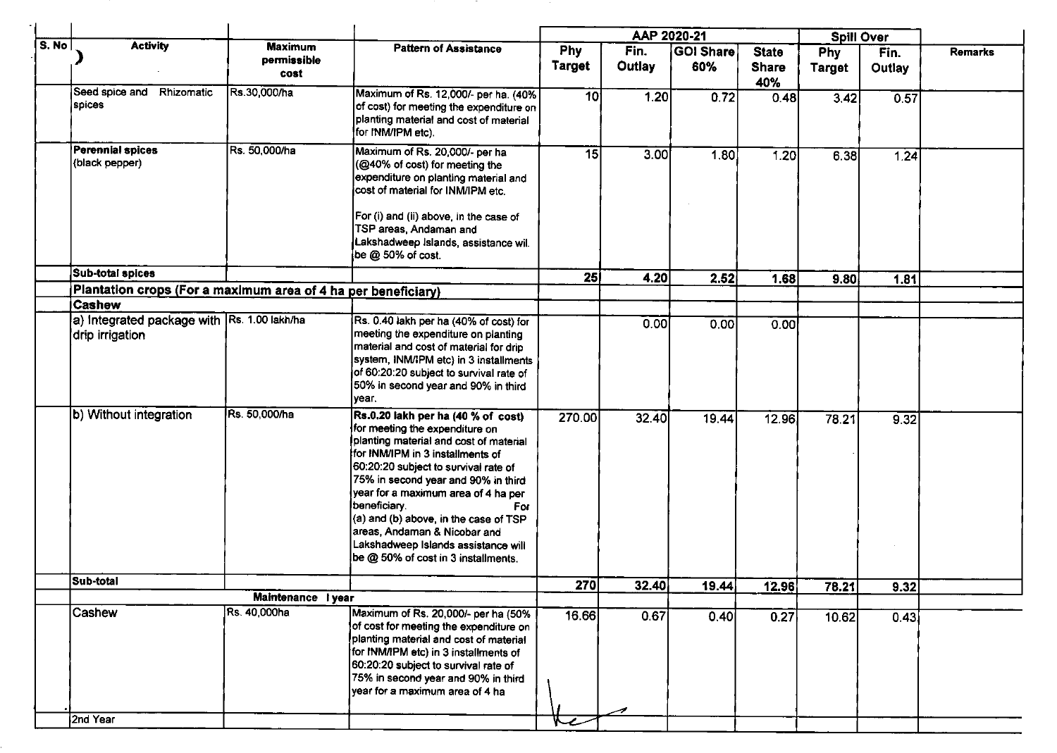| S. No | Activity | Maximum permissible cost | Pattern of Assistance | AAP 2020-21 | | | | Spill Over | | Remarks |
|---|---|---|---|---|---|---|---|---|---|---|
| | | | | Phy Target | Fin. Outlay | GOI Share 60% | State Share 40% | Phy Target | Fin. Outlay | |
| | Seed spice and Rhizomatic spices | Rs.30,000/ha | Maximum of Rs. 12,000/- per ha. (40% of cost) for meeting the expenditure on planting material and cost of material for INM/IPM etc). | 10 | 1.20 | 0.72 | 0.48 | 3.42 | 0.57 | |
| | **Perennial spices** (black pepper) | Rs. 50,000/ha | Maximum of Rs. 20,000/- per ha (@40% of cost) for meeting the expenditure on planting material and cost of material for INM/IPM etc. For (i) and (ii) above, in the case of TSP areas, Andaman and Lakshadweep Islands, assistance wil. be @ 50% of cost. | 15 | 3.00 | 1.80 | 1.20 | 6.38 | 1.24 | |
| | **Sub-total spices** | | | **25** | **4.20** | **2.52** | **1.68** | **9.80** | **1.81** | |
| | **Plantation crops (For a maximum area of 4 ha per beneficiary)** | | | | | | | | | |
| | **Cashew** | | | | | | | | | |
| | a) Integrated package with drip irrigation | Rs. 1.00 lakh/ha | Rs. 0.40 lakh per ha (40% of cost) for meeting the expenditure on planting material and cost of material for drip system, INM/IPM etc) in 3 installments of 60:20:20 subject to survival rate of 50% in second year and 90% in third year. | | 0.00 | 0.00 | 0.00 | | | |
| | b) Without integration | Rs. 50,000/ha | **Rs.0.20 lakh per ha (40 % of cost)** for meeting the expenditure on planting material and cost of material for INM/IPM in 3 installments of 60:20:20 subject to survival rate of 75% in second year and 90% in third year for a maximum area of 4 ha per beneficiary. For (a) and (b) above, in the case of TSP areas, Andaman & Nicobar and Lakshadweep Islands assistance will be @ 50% of cost in 3 installments. | 270.00 | 32.40 | 19.44 | 12.96 | 78.21 | 9.32 | |
| | **Sub-total** | | | **270** | **32.40** | **19.44** | **12.96** | **78.21** | **9.32** | |
| | | **Maintenance I year** | | | | | | | | |
| | Cashew | Rs. 40,000ha | Maximum of Rs. 20,000/- per ha (50% of cost for meeting the expenditure on planting material and cost of material for INM/IPM etc) in 3 installments of 60:20:20 subject to survival rate of 75% in second year and 90% in third year for a maximum area of 4 ha | 16.66 | 0.67 | 0.40 | 0.27 | 10.62 | 0.43 | |
| | 2nd Year | | | | | | | | | |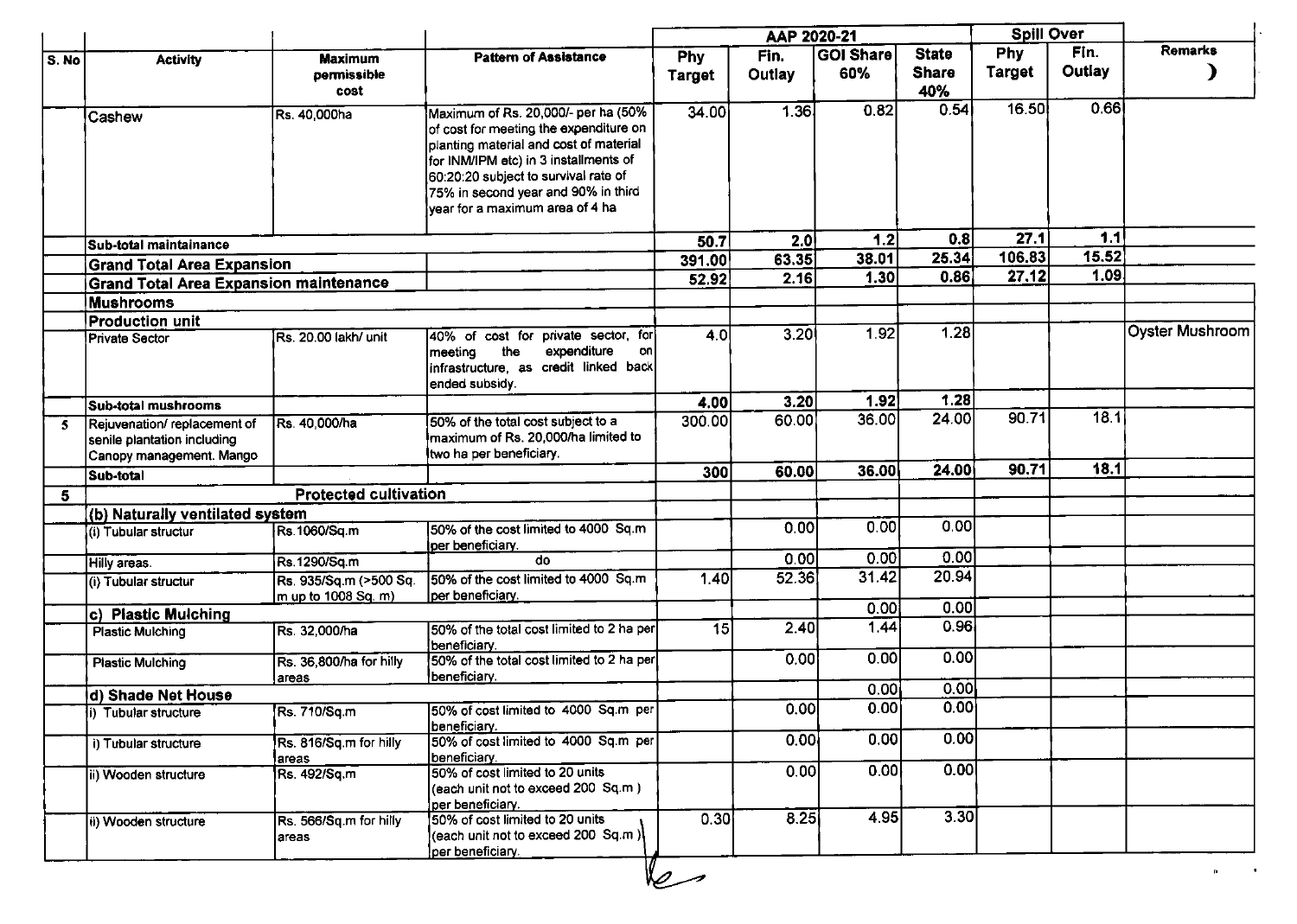| S. No | Activity | Maximum permissible cost | Pattern of Assistance | AAP 2020-21 | | | | Spill Over | | Remarks |
|---|---|---|---|---|---|---|---|---|---|---|
| | | | | Phy Target | Fin. Outlay | GOI Share 60% | State Share 40% | Phy Target | Fin. Outlay | ) |
| | Cashew | Rs. 40,000ha | Maximum of Rs. 20,000/- per ha (50% of cost for meeting the expenditure on planting material and cost of material for INM/IPM etc) in 3 installments of 60:20:20 subject to survival rate of 75% in second year and 90% in third year for a maximum area of 4 ha | 34.00 | 1.36 | 0.82 | 0.54 | 16.50 | 0.66 | |
| | **Sub-total maintainance** | | | **50.7** | **2.0** | **1.2** | **0.8** | **27.1** | **1.1** | |
| | **Grand Total Area Expansion** | | | **391.00** | **63.35** | **38.01** | **25.34** | **106.83** | **15.52** | |
| | **Grand Total Area Expansion maintenance** | | | **52.92** | **2.16** | **1.30** | **0.86** | **27.12** | **1.09** | |
| | **Mushrooms** | | | | | | | | | |
| | **Production unit** | | | | | | | | | |
| | Private Sector | Rs. 20.00 lakh/ unit | 40% of cost for private sector, for meeting the expenditure on infrastructure, as credit linked back ended subsidy. | 4.0 | 3.20 | 1.92 | 1.28 | | | Oyster Mushroom |
| | **Sub-total mushrooms** | | | **4.00** | **3.20** | **1.92** | **1.28** | | | |
| 5 | Rejuvenation/ replacement of senile plantation including Canopy management. Mango | Rs. 40,000/ha | 50% of the total cost subject to a maximum of Rs. 20,000/ha limited to two ha per beneficiary. | 300.00 | 60.00 | 36.00 | 24.00 | 90.71 | 18.1 | |
| | **Sub-total** | | | **300** | **60.00** | **36.00** | **24.00** | **90.71** | **18.1** | |
| **5** | **Protected cultivation** | | | | | | | | | |
| | **(b) Naturally ventilated system** | | | | | | | | | |
| | (i) Tubular structur | Rs.1060/Sq.m | 50% of the cost limited to 4000 Sq.m per beneficiary. | | 0.00 | 0.00 | 0.00 | | | |
| | Hilly areas. | Rs.1290/Sq.m | do | | 0.00 | 0.00 | 0.00 | | | |
| | (i) Tubular structur | Rs. 935/Sq.m (>500 Sq. m up to 1008 Sq. m) | 50% of the cost limited to 4000 Sq.m per beneficiary. | 1.40 | 52.36 | 31.42 | 20.94 | | | |
| | **c) Plastic Mulching** | | | | | 0.00 | 0.00 | | | |
| | Plastic Mulching | Rs. 32,000/ha | 50% of the total cost limited to 2 ha per beneficiary. | 15 | 2.40 | 1.44 | 0.96 | | | |
| | Plastic Mulching | Rs. 36,800/ha for hilly areas | 50% of the total cost limited to 2 ha per beneficiary. | | 0.00 | 0.00 | 0.00 | | | |
| | **d) Shade Net House** | | | | | 0.00 | 0.00 | | | |
| | i) Tubular structure | Rs. 710/Sq.m | 50% of cost limited to 4000 Sq.m per beneficiary. | | 0.00 | 0.00 | 0.00 | | | |
| | i) Tubular structure | Rs. 816/Sq.m for hilly areas | 50% of cost limited to 4000 Sq.m per beneficiary. | | 0.00 | 0.00 | 0.00 | | | |
| | ii) Wooden structure | Rs. 492/Sq.m | 50% of cost limited to 20 units (each unit not to exceed 200 Sq.m ) per beneficiary. | | 0.00 | 0.00 | 0.00 | | | |
| | ii) Wooden structure | Rs. 566/Sq.m for hilly areas | 50% of cost limited to 20 units (each unit not to exceed 200 Sq.m ) per beneficiary. | 0.30 | 8.25 | 4.95 | 3.30 | | | |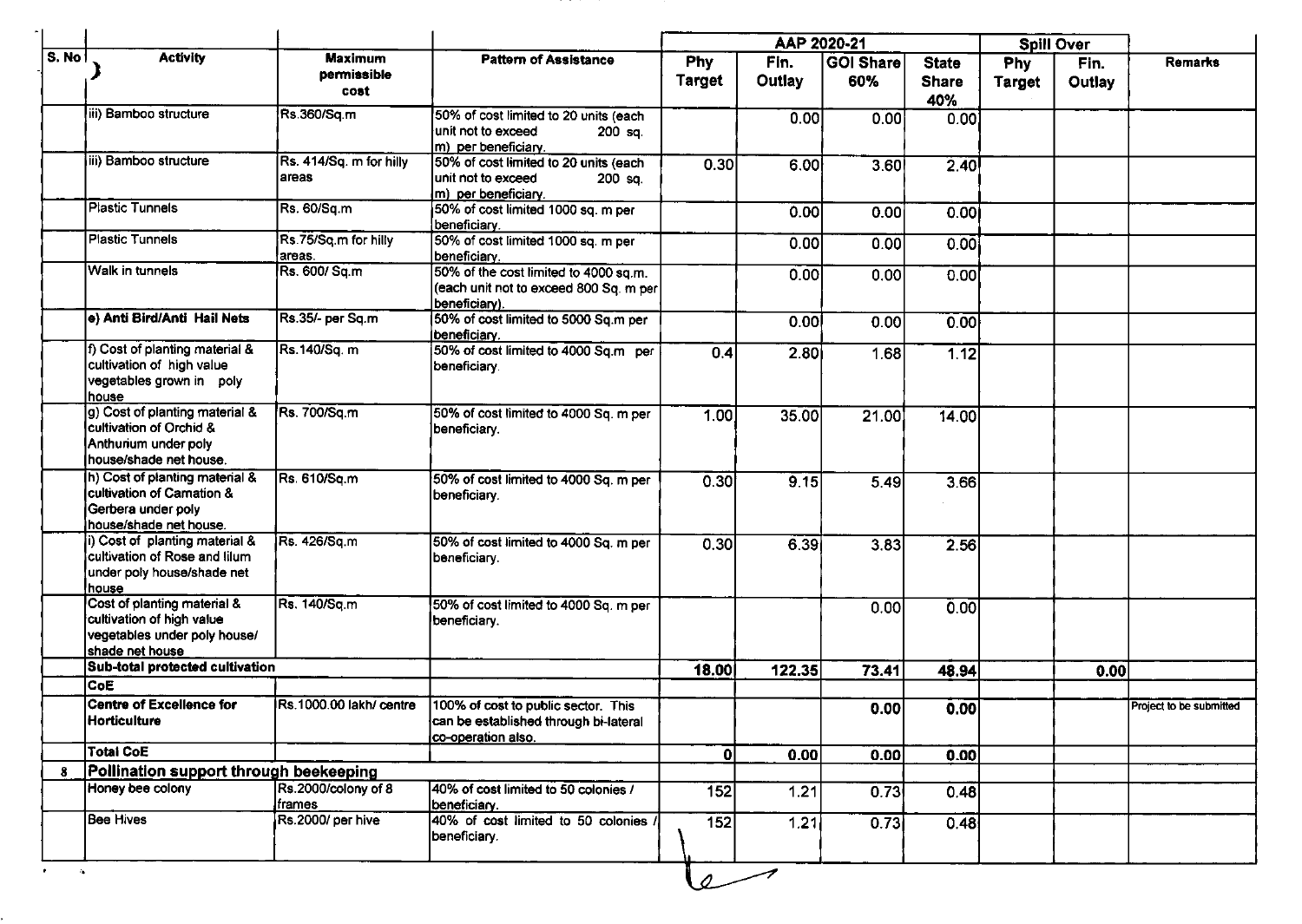| S. No | Activity | Maximum permissible cost | Pattern of Assistance | AAP 2020-21 | | | | Spill Over | | Remarks |
|---|---|---|---|---|---|---|---|---|---|---|
| | | | | Phy Target | Fin. Outlay | GOI Share 60% | State Share 40% | Phy Target | Fin. Outlay | |
| | iii) Bamboo structure | Rs.360/Sq.m | 50% of cost limited to 20 units (each unit not to exceed 200 sq. m) per beneficiary. | | 0.00 | 0.00 | 0.00 | | | |
| | iii) Bamboo structure | Rs. 414/Sq. m for hilly areas | 50% of cost limited to 20 units (each unit not to exceed 200 sq. m) per beneficiary. | 0.30 | 6.00 | 3.60 | 2.40 | | | |
| | Plastic Tunnels | Rs. 60/Sq.m | 50% of cost limited 1000 sq. m per beneficiary. | | 0.00 | 0.00 | 0.00 | | | |
| | Plastic Tunnels | Rs.75/Sq.m for hilly areas. | 50% of cost limited 1000 sq. m per beneficiary. | | 0.00 | 0.00 | 0.00 | | | |
| | Walk in tunnels | Rs. 600/ Sq.m | 50% of the cost limited to 4000 sq.m. (each unit not to exceed 800 Sq. m per beneficiary). | | 0.00 | 0.00 | 0.00 | | | |
| | **e) Anti Bird/Anti Hail Nets** | Rs.35/- per Sq.m | 50% of cost limited to 5000 Sq.m per beneficiary. | | 0.00 | 0.00 | 0.00 | | | |
| | f) Cost of planting material & cultivation of high value vegetables grown in poly house | Rs.140/Sq. m | 50% of cost limited to 4000 Sq.m per beneficiary. | 0.4 | 2.80 | 1.68 | 1.12 | | | |
| | g) Cost of planting material & cultivation of Orchid & Anthurium under poly house/shade net house. | Rs. 700/Sq.m | 50% of cost limited to 4000 Sq. m per beneficiary. | 1.00 | 35.00 | 21.00 | 14.00 | | | |
| | h) Cost of planting material & cultivation of Carnation & Gerbera under poly house/shade net house. | Rs. 610/Sq.m | 50% of cost limited to 4000 Sq. m per beneficiary. | 0.30 | 9.15 | 5.49 | 3.66 | | | |
| | i) Cost of planting material & cultivation of Rose and lilum under poly house/shade net house | Rs. 426/Sq.m | 50% of cost limited to 4000 Sq. m per beneficiary. | 0.30 | 6.39 | 3.83 | 2.56 | | | |
| | Cost of planting material & cultivation of high value vegetables under poly house/ shade net house | Rs. 140/Sq.m | 50% of cost limited to 4000 Sq. m per beneficiary. | | | 0.00 | 0.00 | | | |
| | **Sub-total protected cultivation** | | | **18.00** | **122.35** | **73.41** | **48.94** | | **0.00** | |
| | **CoE** | | | | | | | | | |
| | **Centre of Excellence for Horticulture** | Rs.1000.00 lakh/ centre | 100% of cost to public sector. This can be established through bi-lateral co-operation also. | | | **0.00** | **0.00** | | | Project to be submitted |
| | **Total CoE** | | | **0** | **0.00** | **0.00** | **0.00** | | | |
| **8** | **Pollination support through beekeeping** | | | | | | | | | |
| | Honey bee colony | Rs.2000/colony of 8 frames | 40% of cost limited to 50 colonies / beneficiary. | 152 | 1.21 | 0.73 | 0.48 | | | |
| | Bee Hives | Rs.2000/ per hive | 40% of cost limited to 50 colonies / beneficiary. | 152 | 1.21 | 0.73 | 0.48 | | | |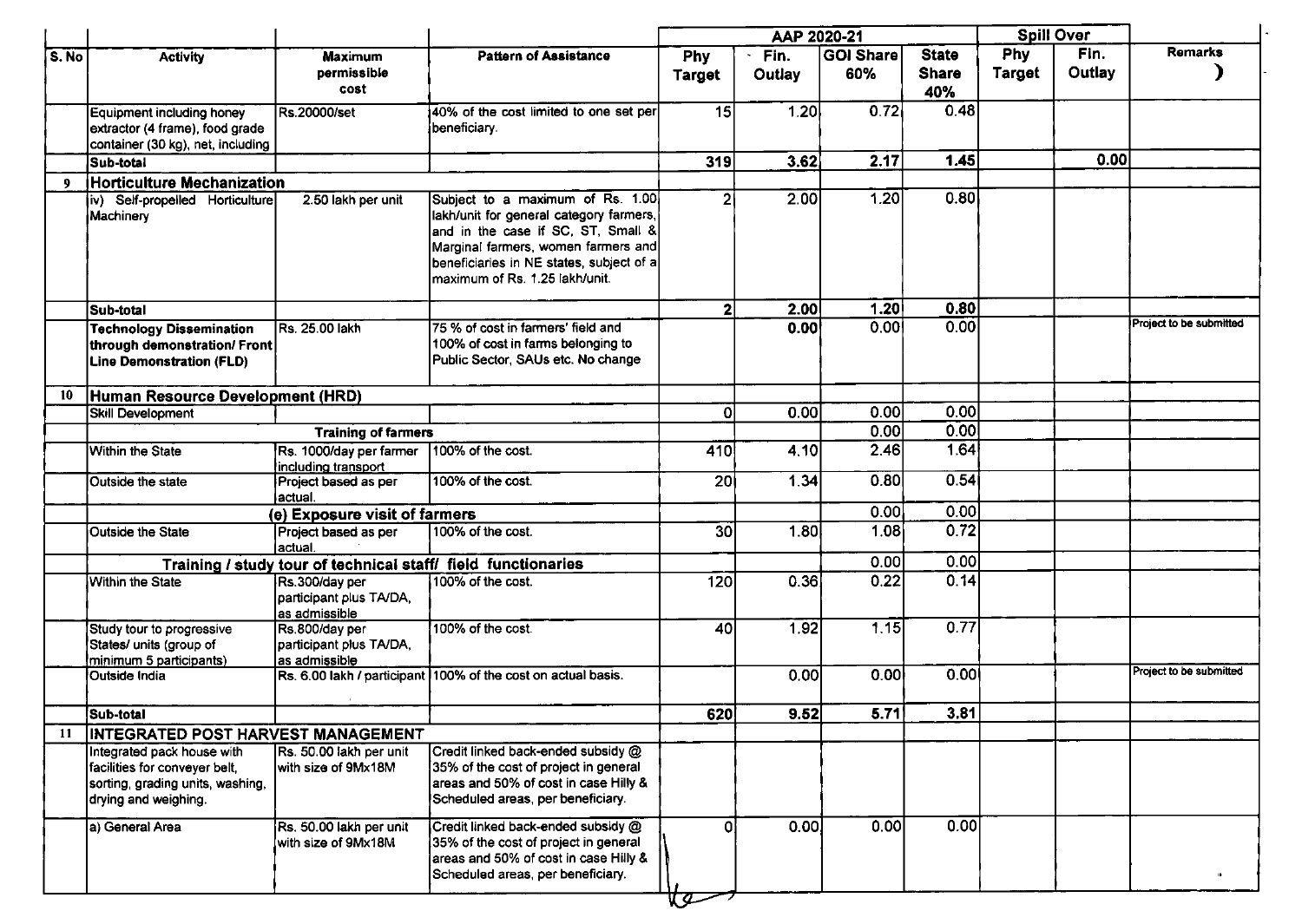| S. No | Activity | Maximum permissible cost | Pattern of Assistance | AAP 2020-21 | | | | Spill Over | | Remarks |
|---|---|---|---|---|---|---|---|---|---|---|
| | | | | Phy Target | Fin. Outlay | GOI Share 60% | State Share 40% | Phy Target | Fin. Outlay | |
| | Equipment including honey extractor (4 frame), food grade container (30 kg), net, including | Rs.20000/set | 40% of the cost limited to one set per beneficiary. | 15 | 1.20 | 0.72 | 0.48 | | | |
| | **Sub-total** | | | **319** | **3.62** | **2.17** | **1.45** | | **0.00** | |
| 9 | **Horticulture Mechanization** | | | | | | | | | |
| | iv) Self-propelled Horticulture Machinery | 2.50 lakh per unit | Subject to a maximum of Rs. 1.00 lakh/unit for general category farmers, and in the case if SC, ST, Small & Marginal farmers, women farmers and beneficiaries in NE states, subject of a maximum of Rs. 1.25 lakh/unit. | 2 | 2.00 | 1.20 | 0.80 | | | |
| | **Sub-total** | | | **2** | **2.00** | **1.20** | **0.80** | | | |
| | **Technology Dissemination through demonstration/ Front Line Demonstration (FLD)** | Rs. 25.00 lakh | 75 % of cost in farmers' field and 100% of cost in farms belonging to Public Sector, SAUs etc. No change | | **0.00** | 0.00 | 0.00 | | | Project to be submitted |
| 10 | **Human Resource Development (HRD)** | | | | | | | | | |
| | Skill Development | | | 0 | 0.00 | 0.00 | 0.00 | | | |
| | | **Training of farmers** | | | | 0.00 | 0.00 | | | |
| | Within the State | Rs. 1000/day per farmer including transport | 100% of the cost. | 410 | 4.10 | 2.46 | 1.64 | | | |
| | Outside the state | Project based as per actual. | 100% of the cost. | 20 | 1.34 | 0.80 | 0.54 | | | |
| | | **(e) Exposure visit of farmers** | | | | 0.00 | 0.00 | | | |
| | Outside the State | Project based as per actual. | 100% of the cost. | 30 | 1.80 | 1.08 | 0.72 | | | |
| | | **Training / study tour of technical staff/ field functionaries** | | | | 0.00 | 0.00 | | | |
| | Within the State | Rs.300/day per participant plus TA/DA, as admissible | 100% of the cost. | 120 | 0.36 | 0.22 | 0.14 | | | |
| | Study tour to progressive States/ units (group of minimum 5 participants) | Rs.800/day per participant plus TA/DA, as admissible | 100% of the cost. | 40 | 1.92 | 1.15 | 0.77 | | | |
| | Outside India | Rs. 6.00 lakh / participant | 100% of the cost on actual basis. | | 0.00 | 0.00 | 0.00 | | | Project to be submitted |
| | **Sub-total** | | | **620** | **9.52** | **5.71** | **3.81** | | | |
| 11 | **INTEGRATED POST HARVEST MANAGEMENT** | | | | | | | | | |
| | Integrated pack house with facilities for conveyer belt, sorting, grading units, washing, drying and weighing. | Rs. 50.00 lakh per unit with size of 9Mx18M | Credit linked back-ended subsidy @ 35% of the cost of project in general areas and 50% of cost in case Hilly & Scheduled areas, per beneficiary. | | | | | | | |
| | a) General Area | Rs. 50.00 lakh per unit with size of 9Mx18M | Credit linked back-ended subsidy @ 35% of the cost of project in general areas and 50% of cost in case Hilly & Scheduled areas, per beneficiary. | 0 | 0.00 | 0.00 | 0.00 | | | |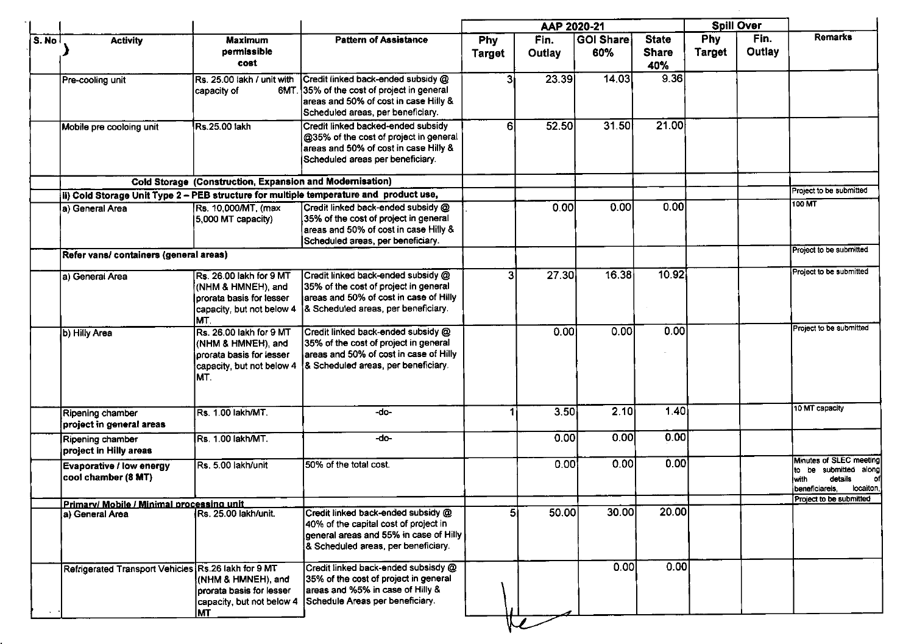| S. No | Activity | Maximum permissible cost | Pattern of Assistance | AAP 2020-21 | | | | Spill Over | | Remarks |
|---|---|---|---|---|---|---|---|---|---|---|
| | | | | Phy Target | Fin. Outlay | GOI Share 60% | State Share 40% | Phy Target | Fin. Outlay | |
| | Pre-cooling unit | Rs. 25.00 lakh / unit with capacity of 6MT. | Credit linked back-ended subsidy @ 35% of the cost of project in general areas and 50% of cost in case Hilly & Scheduled areas, per beneficiary. | 3 | 23.39 | 14.03 | 9.36 | | | |
| | Mobile pre cooloing unit | Rs.25.00 lakh | Credit linked backed-ended subsidy @35% of the cost of project in general areas and 50% of cost in case Hilly & Scheduled areas per beneficiary. | 6 | 52.50 | 31.50 | 21.00 | | | |
| | Cold Storage (Construction, Expansion and Modernisation) | | | | | | | | | |
| | ii) Cold Storage Unit Type 2 – PEB structure for multiple temperature and product use, | | | | | | | | | Project to be submitted |
| | a) General Area | Rs. 10,000/MT, (max 5,000 MT capacity) | Credit linked back-ended subsidy @ 35% of the cost of project in general areas and 50% of cost in case Hilly & Scheduled areas, per beneficiary. | . | 0.00 | 0.00 | 0.00 | | | 100 MT |
| | Refer vans/ containers (general areas) | | | | | | | | | Project to be submitted |
| | a) General Area | Rs. 26.00 lakh for 9 MT (NHM & HMNEH), and prorata basis for lesser capacity, but not below 4 MT. | Credit linked back-ended subsidy @ 35% of the cost of project in general areas and 50% of cost in case of Hilly & Scheduled areas, per beneficiary. | 3 | 27.30 | 16.38 | 10.92 | | | Project to be submitted |
| | b) Hilly Area | Rs. 26.00 lakh for 9 MT (NHM & HMNEH), and prorata basis for lesser capacity, but not below 4 MT. | Credit linked back-ended subsidy @ 35% of the cost of project in general areas and 50% of cost in case of Hilly & Scheduled areas, per beneficiary. | | 0.00 | 0.00 | 0.00 | | | Project to be submitted |
| | Ripening chamber project in general areas | Rs. 1.00 lakh/MT. | -do- | 1 | 3.50 | 2.10 | 1.40 | | | 10 MT capacity |
| | Ripening chamber project in Hilly areas | Rs. 1.00 lakh/MT. | -do- | | 0.00 | 0.00 | 0.00 | | | |
| | Evaporative / low energy cool chamber (8 MT) | Rs. 5.00 lakh/unit | 50% of the total cost. | | 0.00 | 0.00 | 0.00 | | | Minutes of SLEC meeting to be submitted along with details of beneficiareis, locaiton, |
| | Primary/ Mobile / Minimal processing unit | | | | | | | | | Project to be submitted |
| | a) General Area | Rs. 25.00 lakh/unit. | Credit linked back-ended subsidy @ 40% of the capital cost of project in general areas and 55% in case of Hilly & Scheduled areas, per beneficiary. | 5 | 50.00 | 30.00 | 20.00 | | | |
| | Refrigerated Transport Vehicles | Rs.26 lakh for 9 MT (NHM & HMNEH), and prorata basis for lesser capacity, but not below 4 MT | Credit linked back-ended subsisdy @ 35% of the cost of project in general areas and %5% in case of Hilly & Schedule Areas per beneficiary. | | | 0.00 | 0.00 | | | |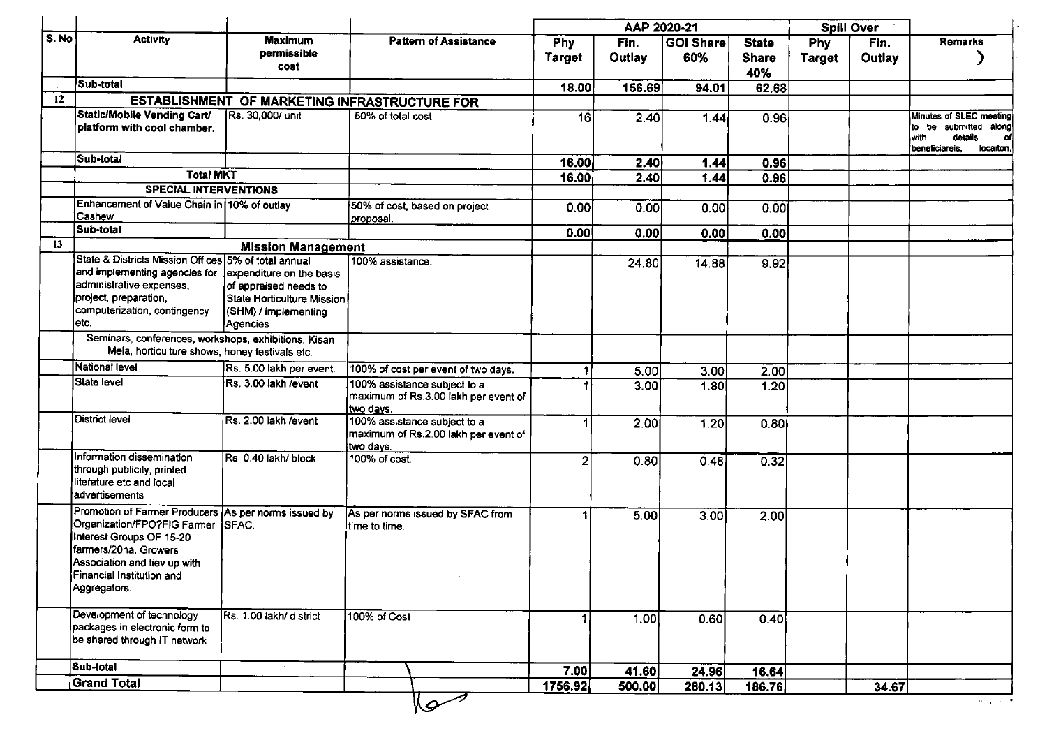| S. No | Activity | Maximum permissible cost | Pattern of Assistance | AAP 2020-21 | | | | Spill Over | | Remarks |
|---|---|---|---|---|---|---|---|---|---|---|
| | | | | Phy Target | Fin. Outlay | GOI Share 60% | State Share 40% | Phy Target | Fin. Outlay | |
| | Sub-total | | | 18.00 | 156.69 | 94.01 | 62.68 | | | |
| 12 | ESTABLISHMENT OF MARKETING INFRASTRUCTURE FOR | | | | | | | | | |
| | Static/Mobile Vending Cart/ platform with cool chamber. | Rs. 30,000/ unit | 50% of total cost. | 16 | 2.40 | 1.44 | 0.96 | | | Minutes of SLEC meeting to be submitted along with details of beneficiareis, locaiton, |
| | Sub-total | | | 16.00 | 2.40 | 1.44 | 0.96 | | | |
| | Total MKT | | | 16.00 | 2.40 | 1.44 | 0.96 | | | |
| | SPECIAL INTERVENTIONS | | | | | | | | | |
| | Enhancement of Value Chain in Cashew | 10% of outlay | 50% of cost, based on project proposal. | 0.00 | 0.00 | 0.00 | 0.00 | | | |
| | Sub-total | | | 0.00 | 0.00 | 0.00 | 0.00 | | | |
| 13 | Mission Management | | | | | | | | | |
| | State & Districts Mission Offices and implementing agencies for administrative expenses, project, preparation, computerization, contingency etc. | 5% of total annual expenditure on the basis of appraised needs to State Horticulture Mission (SHM) / implementing Agencies | 100% assistance. | | 24.80 | 14.88 | 9.92 | | | |
| | Seminars, conferences, workshops, exhibitions, Kisan Mela, horticulture shows, honey festivals etc. | | | | | | | | | |
| | National level | Rs. 5.00 lakh per event. | 100% of cost per event of two days. | 1 | 5.00 | 3.00 | 2.00 | | | |
| | State level | Rs. 3.00 lakh /event | 100% assistance subject to a maximum of Rs.3.00 lakh per event of two days. | 1 | 3.00 | 1.80 | 1.20 | | | |
| | District level | Rs. 2.00 lakh /event | 100% assistance subject to a maximum of Rs.2.00 lakh per event of two days. | 1 | 2.00 | 1.20 | 0.80 | | | |
| | Information dissemination through publicity, printed literature etc and local advertisements | Rs. 0.40 lakh/ block | 100% of cost. | 2 | 0.80 | 0.48 | 0.32 | | | |
| | Promotion of Farmer Producers Organization/FPO?FIG Farmer Interest Groups OF 15-20 farmers/20ha, Growers Association and tiev up with Financial Institution and Aggregators. | As per norms issued by SFAC. | As per norms issued by SFAC from time to time. | 1 | 5.00 | 3.00 | 2.00 | | | |
| | Development of technology packages in electronic form to be shared through IT network | Rs. 1.00 lakh/ district | 100% of Cost | 1 | 1.00 | 0.60 | 0.40 | | | |
| | Sub-total | | | 7.00 | 41.60 | 24.96 | 16.64 | | | |
| | Grand Total | | | 1756.92 | 500.00 | 280.13 | 186.76 | | 34.67 | |